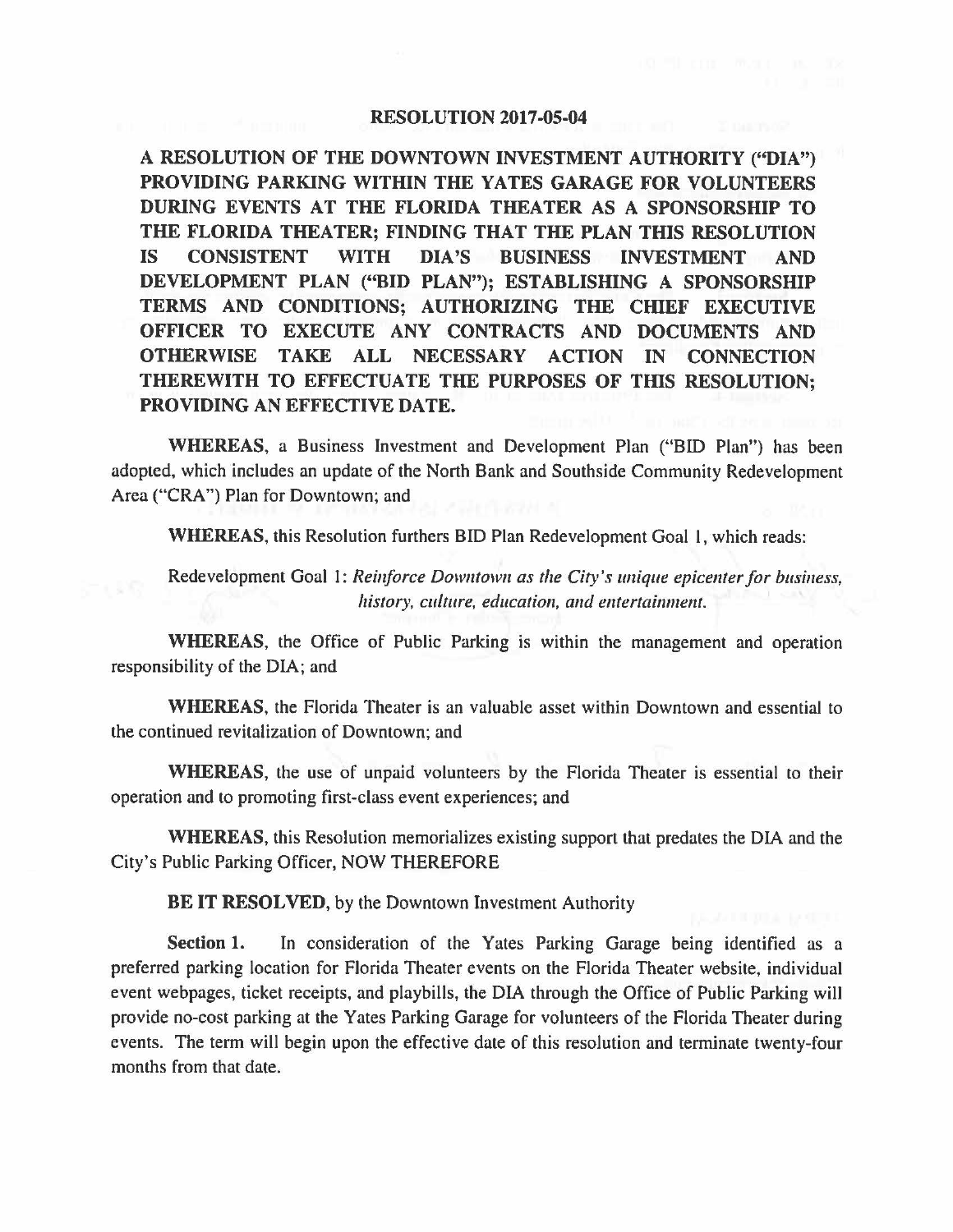# RESOLUTION 2017-05-04

**A RESOLUTION OF THE DOWNTOWN INVESTMENT AUTHORITY ("DIA") PROVIDING PARKING WITHIN THE YATES GARAGE FOR VOLUNTEERS DURING EVENTS AT THE FLORIDA THEATER AS A SPONSORSHIP TO THE FLORIDA THEATER; FINDING THAT THE PLAN THIS RESOLUTION IS CONSISTENT WITH DIA'S BUSINESS INVESTMENT AND DEVELOPMENT PLAN ("BID PLAN"); ESTABLISHING A SPONSORSHIP TERMS AND CONDITIONS; AUTHORIZING THE CHIEF EXECUTIVE OFFICER TO EXECUTE ANY CONTRACTS AND DOCUMENTS AND OTHERWISE TAKE ALL NECESSARY ACTION IN CONNECTION THEREWITH TO EFFECTUATE THE PURPOSES OF THIS RESOLUTION; PROVIDING AN EFFECTIVE DATE.**

**WHEREAS**, a Business Investment and Development Plan ("BID Plan") has been adopted, which includes an update of the North Bank and Southside Community Redevelopment Area ("CRA") Plan for Downtown; and

**WHEREAS**, this Resolution furthers BID Plan Redevelopment Goal 1, which reads:

Redevelopment Goal 1: *Reinforce Downtown as the City's unique epicenter for business, history, culture, education, and entertainment.*

**WHEREAS**, the Office of Public Parking is within the management and operation responsibility of the DIA; and

**WHEREAS**, the Florida Theater is an valuable asset within Downtown and essential to the continued revitalization of Downtown; and

**WHEREAS**, the use of unpaid volunteers by the Florida Theater is essential to their operation and to promoting first-class event experiences; and

**WHEREAS**, this Resolution memorializes existing support that predates the DIA and the City's Public Parking Officer, NOW THEREFORE

**BE IT RESOLVED**, by the Downtown Investment Authority

**Section 1.** In consideration of the Yates Parking Garage being identified as a preferred parking location for Florida Theater events on the Florida Theater website, individual event webpages, ticket receipts, and playbills, the DIA through the Office of Public Parking will provide no-cost parking at the Yates Parking Garage for volunteers of the Florida Theater during events. The term will begin upon the effective date of this resolution and terminate twenty-four months from that date.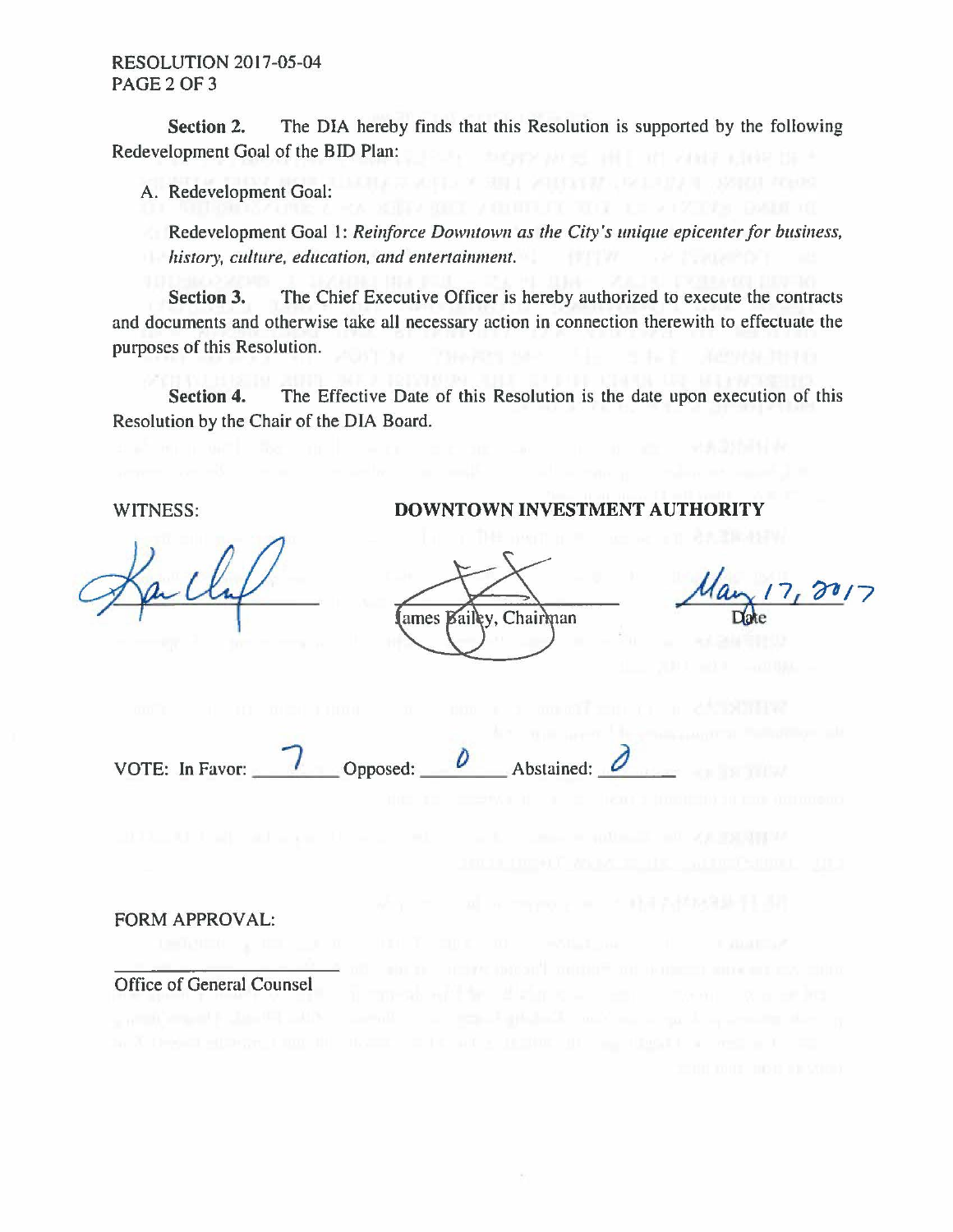**Section 2.** The DIA hereby finds that this Resolution is supported by the following Redevelopment Goal of the BID Plan:

A. Redevelopment Goal:

Redevelopment Goal 1: *Reinforce Downtown as the City's unique epicenter for business, history, culture, education, and entertainment.*

**Section 3.** The Chief Executive Officer is hereby authorized to execute the contracts and documents and otherwise take all necessary action in connection therewith to effectuate the purposes of this Resolution.

**Section 4.** The Effective Date of this Resolution is the date upon execution of this Resolution by the Chair of the DIA Board.

WITNESS: **DOWNTOWN INVESTMENT AUTHORITY**

James Bailey, Chairman

May 17, 2017
Date

VOTE: In Favor: 7 Opposed: 0 Abstained: 0

FORM APPROVAL:

Office of General Counsel